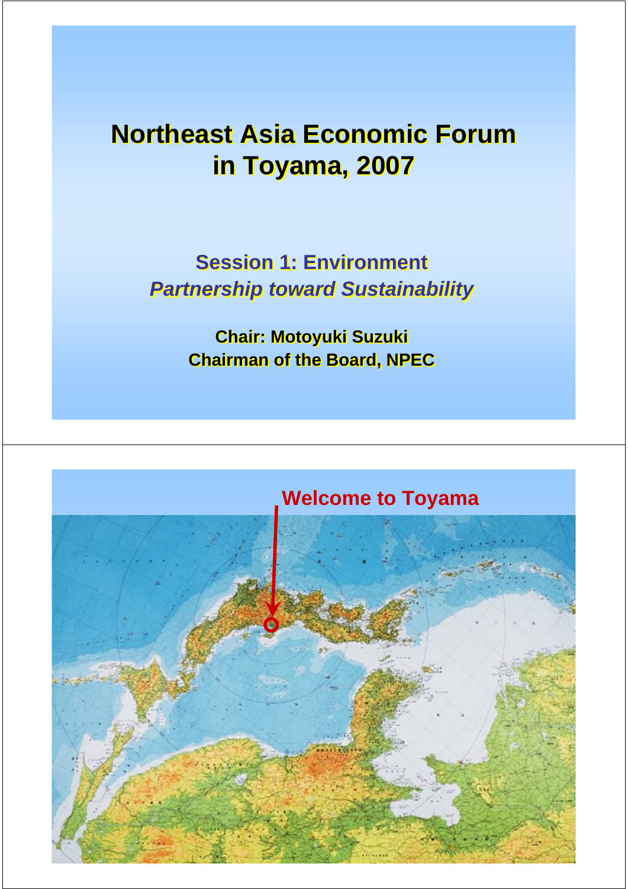# Northeast Asia Economic Forum in Toyama, 2007

## Session 1: Environment

*Partnership toward Sustainability*

**Chair: Motoyuki Suzuki**
**Chairman of the Board, NPEC**

---

## Welcome to Toyama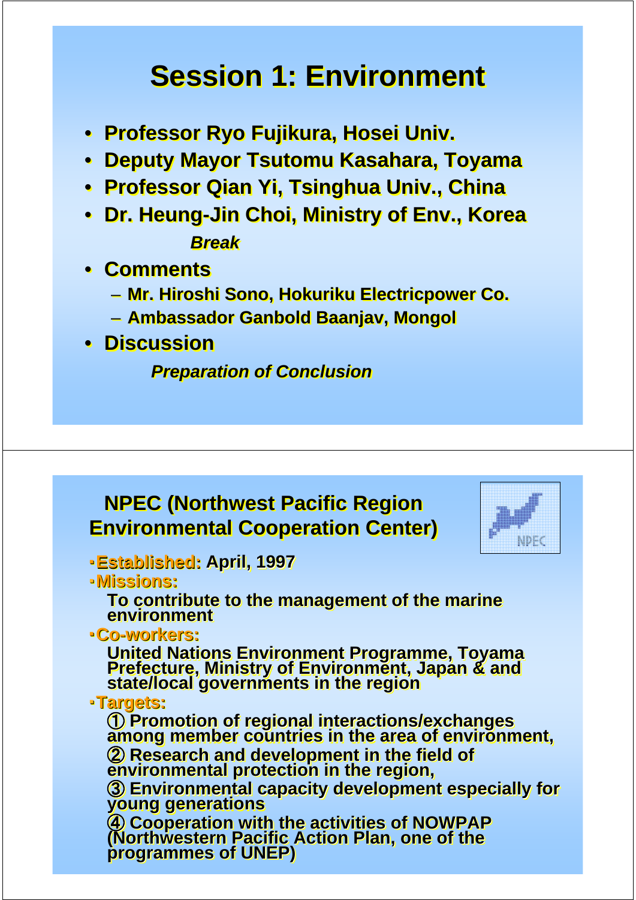# Session 1: Environment

- Professor Ryo Fujikura, Hosei Univ.
- Deputy Mayor Tsutomu Kasahara, Toyama
- Professor Qian Yi, Tsinghua Univ., China
- Dr. Heung-Jin Choi, Ministry of Env., Korea

*Break*

- Comments
  - Mr. Hiroshi Sono, Hokuriku Electricpower Co.
  - Ambassador Ganbold Baanjav, Mongol
- Discussion

*Preparation of Conclusion*

# NPEC (Northwest Pacific Region Environmental Cooperation Center)

NPEC

- **Established:** April, 1997
- **Missions:**
  To contribute to the management of the marine environment
- **Co-workers:**
  United Nations Environment Programme, Toyama Prefecture, Ministry of Environment, Japan & and state/local governments in the region
- **Targets:**
  ① Promotion of regional interactions/exchanges among member countries in the area of environment,
  ② Research and development in the field of environmental protection in the region,
  ③ Environmental capacity development especially for young generations
  ④ Cooperation with the activities of NOWPAP (Northwestern Pacific Action Plan, one of the programmes of UNEP)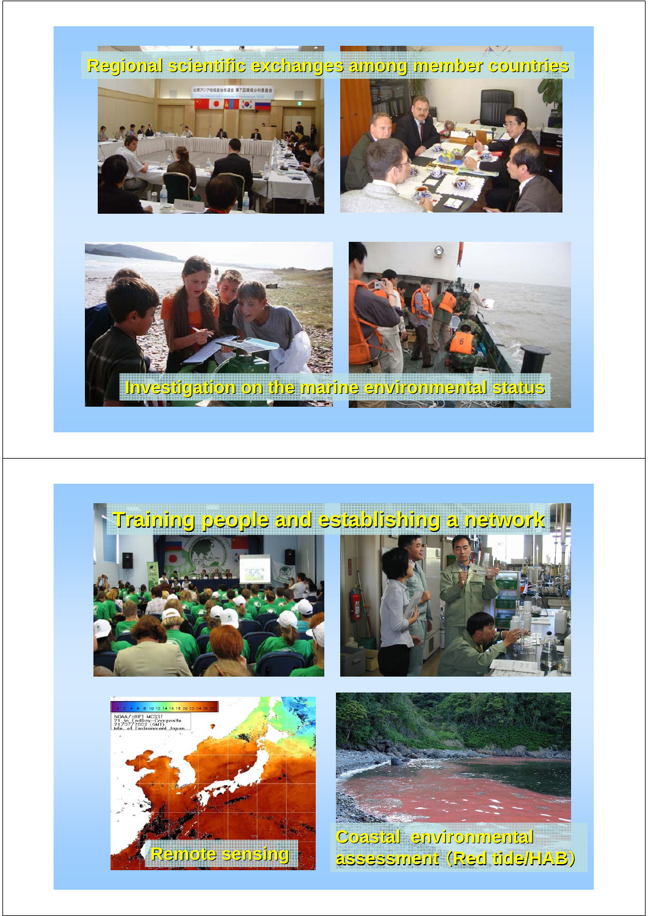Regional scientific exchanges among member countries

Investigation on the marine environmental status

Training people and establishing a network

Remote sensing

Coastal environmental assessment（Red tide/HAB）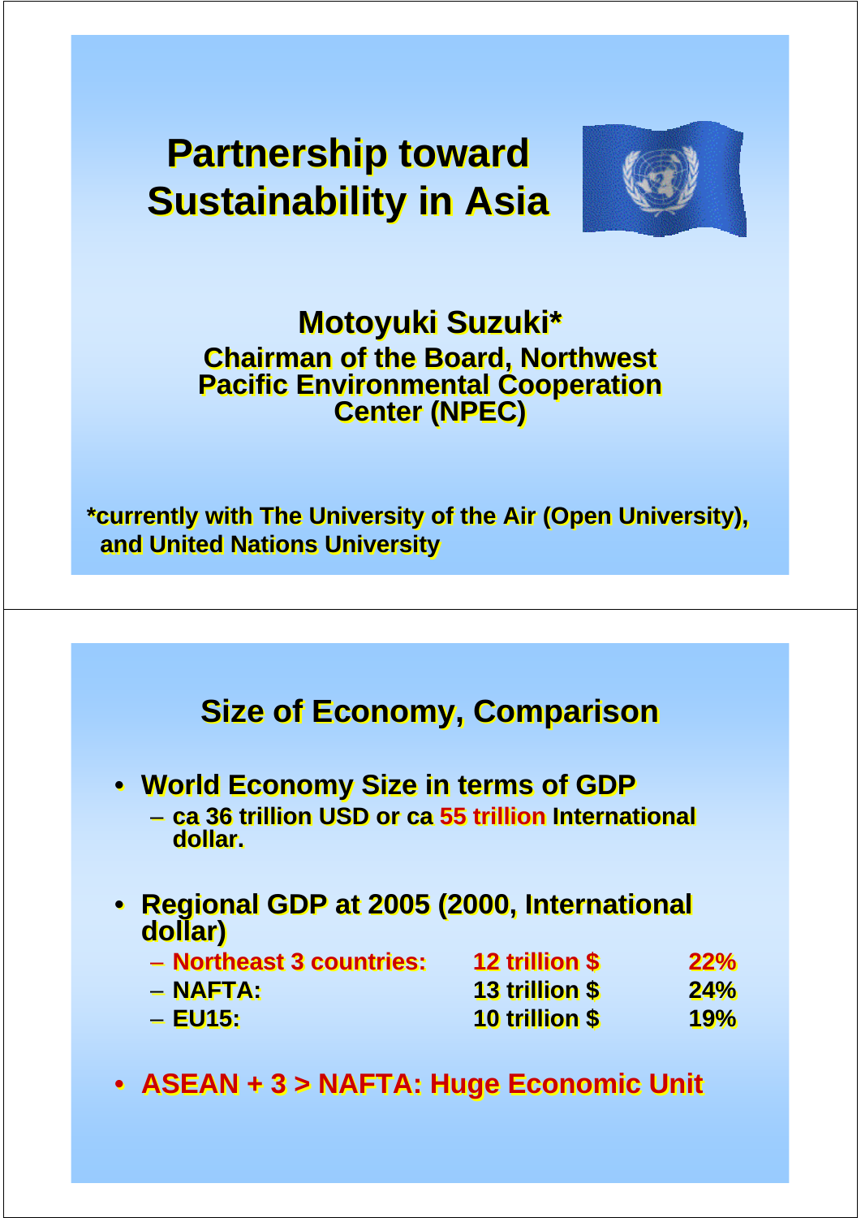# Partnership toward Sustainability in Asia

**Motoyuki Suzuki***
**Chairman of the Board, Northwest Pacific Environmental Cooperation Center (NPEC)**

***currently with The University of the Air (Open University), and United Nations University**

---

## Size of Economy, Comparison

- **World Economy Size in terms of GDP**
  - **ca 36 trillion USD or ca 55 trillion International dollar.**

- **Regional GDP at 2005 (2000, International dollar)**

| | | |
|---|---|---|
| – Northeast 3 countries: | 12 trillion $ | 22% |
| – NAFTA: | 13 trillion $ | 24% |
| – EU15: | 10 trillion $ | 19% |

- **ASEAN + 3 > NAFTA: Huge Economic Unit**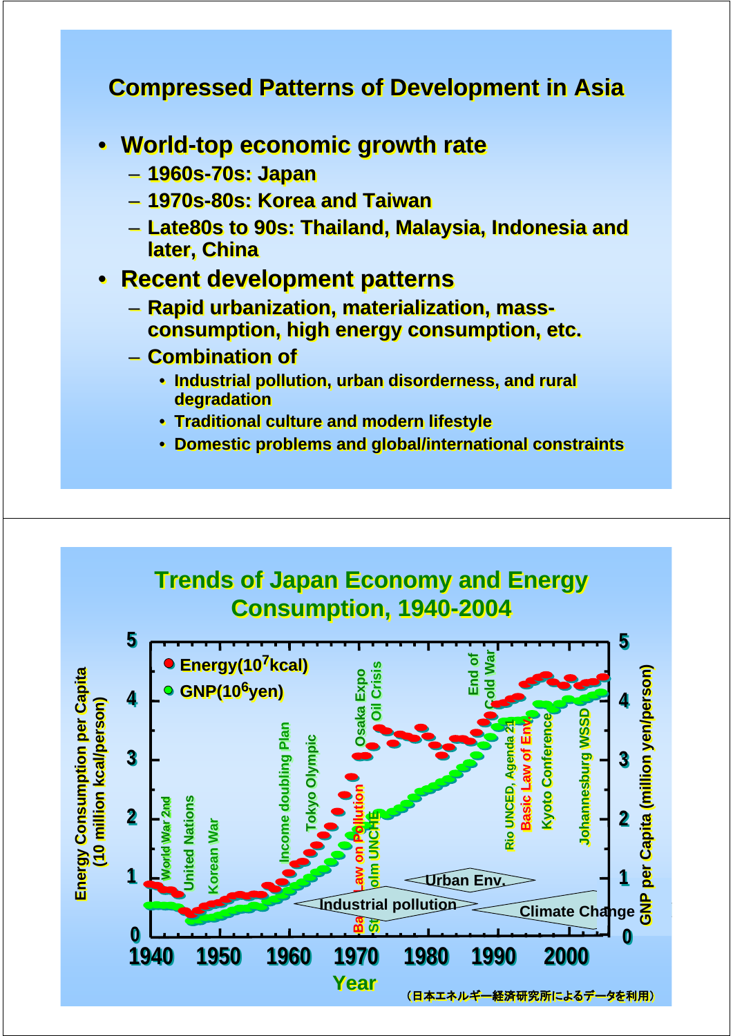## Compressed Patterns of Development in Asia

- World-top economic growth rate
  - 1960s-70s: Japan
  - 1970s-80s: Korea and Taiwan
  - Late80s to 90s: Thailand, Malaysia, Indonesia and later, China
- Recent development patterns
  - Rapid urbanization, materialization, mass-consumption, high energy consumption, etc.
  - Combination of
    - Industrial pollution, urban disorderness, and rural degradation
    - Traditional culture and modern lifestyle
    - Domestic problems and global/international constraints

## Trends of Japan Economy and Energy Consumption, 1940-2004

Energy($10^7$kcal)
GNP($10^6$yen)

Energy Consumption per Capita (10 million kcal/person)

GNP per Capita (million yen/person)

Year

World War 2nd, United Nations, Korean War, Income doubling Plan, Tokyo Olympic, Basic Law on Pollution, Osaka Expo, Stockholm UNCHE, Oil Crisis, End of Cold War, Rio UNCED, Agenda 21, Basic Law of Env., Kyoto Conference, Johannesburg WSSD

Industrial pollution, Urban Env., Climate Change

（日本エネルギー経済研究所によるデータを利用）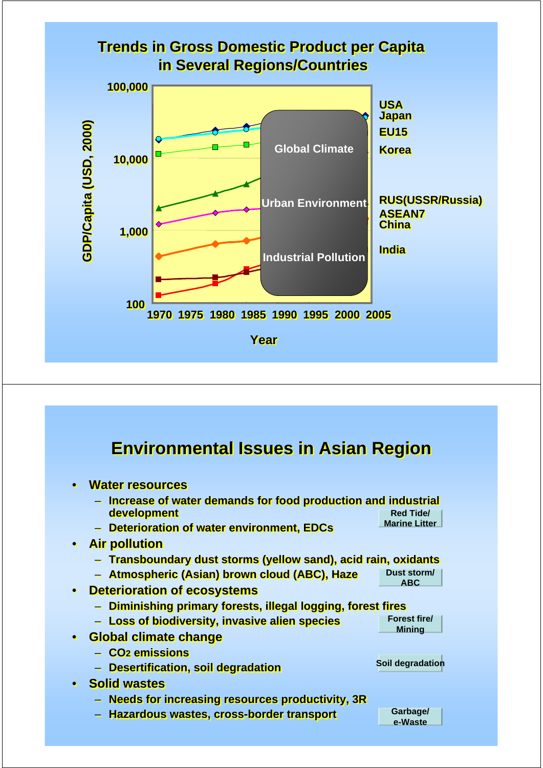## Trends in Gross Domestic Product per Capita in Several Regions/Countries

GDP/Capita (USD, 2000)

100,000
10,000
1,000
100

1970 1975 1980 1985 1990 1995 2000 2005

Year

USA
Japan
EU15
Korea
RUS(USSR/Russia)
ASEAN7
China
India

Global Climate

Urban Environment

Industrial Pollution

---

# Environmental Issues in Asian Region

- **Water resources**
  - Increase of water demands for food production and industrial development
  - Deterioration of water environment, EDCs
- **Air pollution**
  - Transboundary dust storms (yellow sand), acid rain, oxidants
  - Atmospheric (Asian) brown cloud (ABC), Haze
- **Deterioration of ecosystems**
  - Diminishing primary forests, illegal logging, forest fires
  - Loss of biodiversity, invasive alien species
- **Global climate change**
  - $CO_2$ emissions
  - Desertification, soil degradation
- **Solid wastes**
  - Needs for increasing resources productivity, 3R
  - Hazardous wastes, cross-border transport

Red Tide/ Marine Litter

Dust storm/ ABC

Forest fire/ Mining

Soil degradation

Garbage/ e-Waste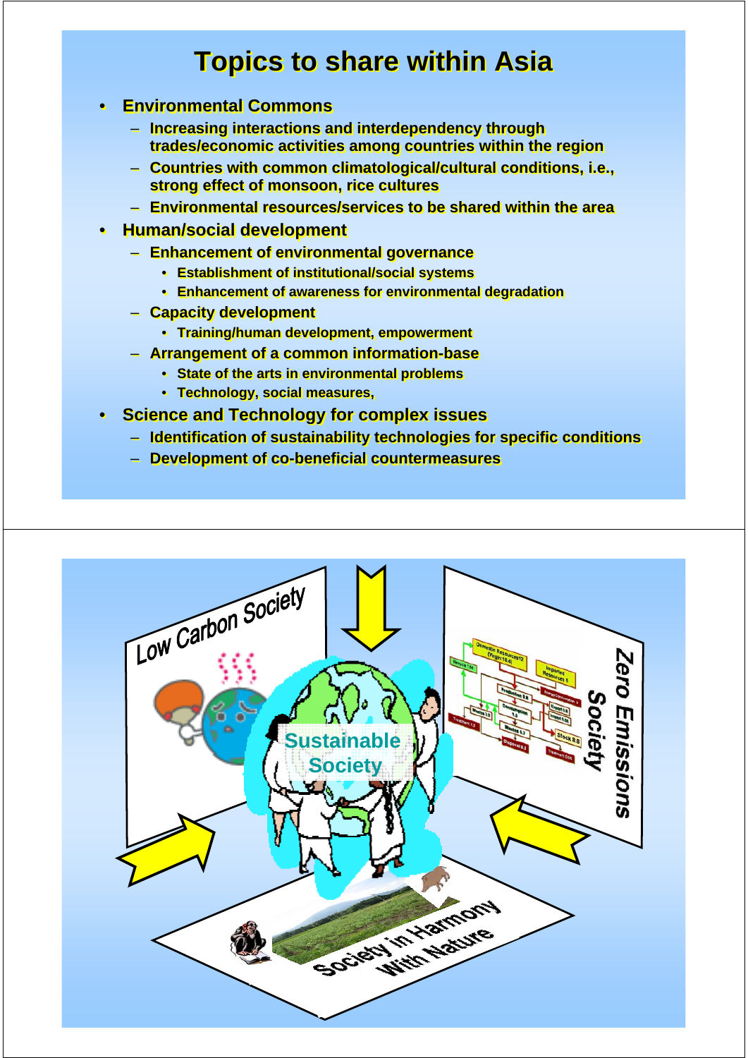# Topics to share within Asia

- Environmental Commons
  - Increasing interactions and interdependency through trades/economic activities among countries within the region
  - Countries with common climatological/cultural conditions, i.e., strong effect of monsoon, rice cultures
  - Environmental resources/services to be shared within the area
- Human/social development
  - Enhancement of environmental governance
    - Establishment of institutional/social systems
    - Enhancement of awareness for environmental degradation
  - Capacity development
    - Training/human development, empowerment
  - Arrangement of a common information-base
    - State of the arts in environmental problems
    - Technology, social measures,
- Science and Technology for complex issues
  - Identification of sustainability technologies for specific conditions
  - Development of co-beneficial countermeasures

Low Carbon Society

Zero Emissions Society

Sustainable Society

Society in Harmony With Nature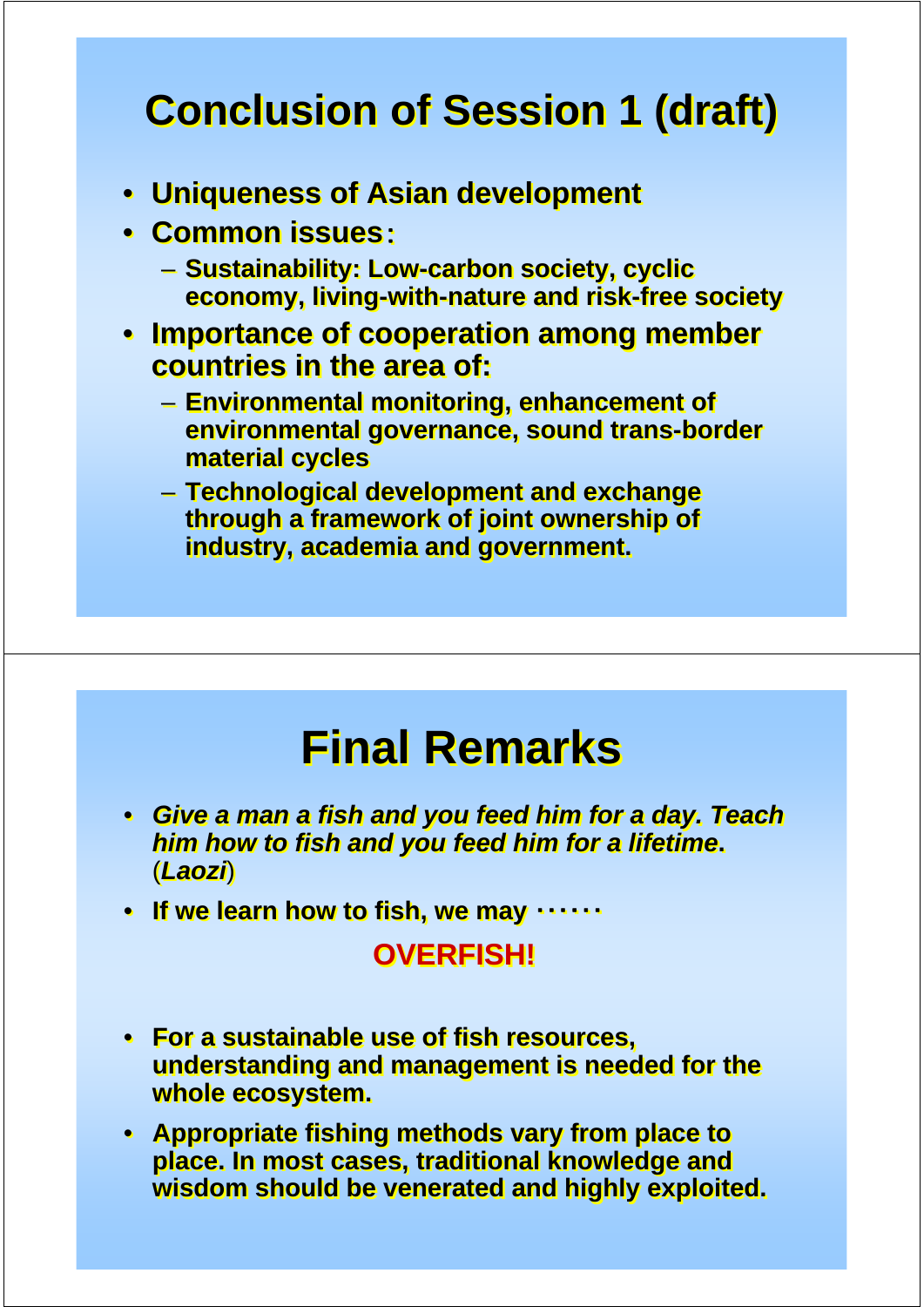# Conclusion of Session 1 (draft)

- **Uniqueness of Asian development**
- **Common issues：**
  - **Sustainability: Low-carbon society, cyclic economy, living-with-nature and risk-free society**
- **Importance of cooperation among member countries in the area of:**
  - **Environmental monitoring, enhancement of environmental governance, sound trans-border material cycles**
  - **Technological development and exchange through a framework of joint ownership of industry, academia and government.**

# Final Remarks

- ***Give a man a fish and you feed him for a day. Teach him how to fish and you feed him for a lifetime***. (***Laozi***)
- **If we learn how to fish, we may ･･････**

**OVERFISH!**

- **For a sustainable use of fish resources, understanding and management is needed for the whole ecosystem.**
- **Appropriate fishing methods vary from place to place. In most cases, traditional knowledge and wisdom should be venerated and highly exploited.**